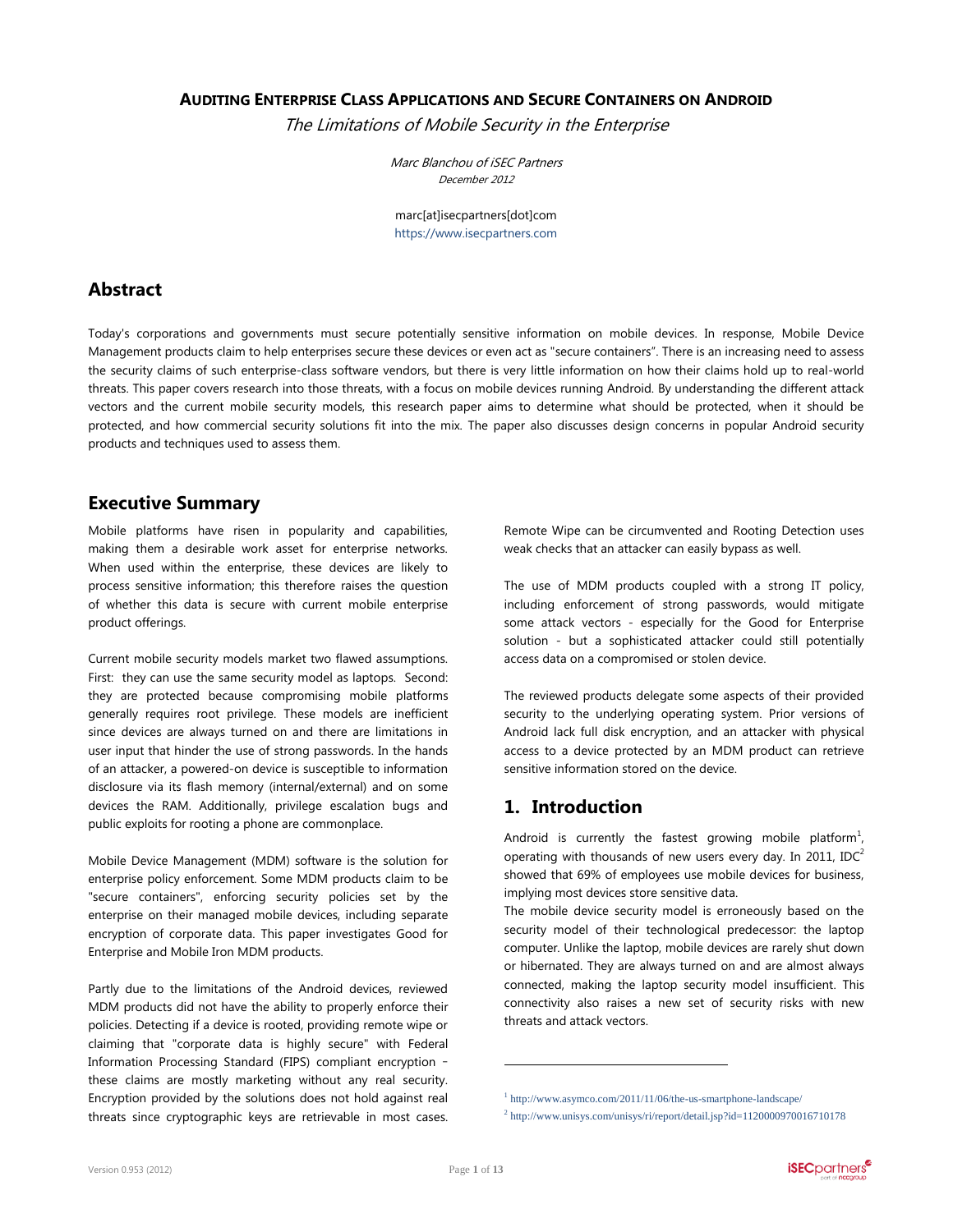# Auditing Enterprise Class Applications and Secure Containers on Android

*The Limitations of Mobile Security in the Enterprise*

*Marc Blanchou of iSEC Partners*
*December 2012*

marc[at]isecpartners[dot]com
https://www.isecpartners.com

## Abstract

Today's corporations and governments must secure potentially sensitive information on mobile devices. In response, Mobile Device Management products claim to help enterprises secure these devices or even act as "secure containers". There is an increasing need to assess the security claims of such enterprise-class software vendors, but there is very little information on how their claims hold up to real-world threats. This paper covers research into those threats, with a focus on mobile devices running Android. By understanding the different attack vectors and the current mobile security models, this research paper aims to determine what should be protected, when it should be protected, and how commercial security solutions fit into the mix. The paper also discusses design concerns in popular Android security products and techniques used to assess them.

## Executive Summary

Mobile platforms have risen in popularity and capabilities, making them a desirable work asset for enterprise networks. When used within the enterprise, these devices are likely to process sensitive information; this therefore raises the question of whether this data is secure with current mobile enterprise product offerings.

Current mobile security models market two flawed assumptions. First: they can use the same security model as laptops. Second: they are protected because compromising mobile platforms generally requires root privilege. These models are inefficient since devices are always turned on and there are limitations in user input that hinder the use of strong passwords. In the hands of an attacker, a powered-on device is susceptible to information disclosure via its flash memory (internal/external) and on some devices the RAM. Additionally, privilege escalation bugs and public exploits for rooting a phone are commonplace.

Mobile Device Management (MDM) software is the solution for enterprise policy enforcement. Some MDM products claim to be "secure containers", enforcing security policies set by the enterprise on their managed mobile devices, including separate encryption of corporate data. This paper investigates Good for Enterprise and Mobile Iron MDM products.

Partly due to the limitations of the Android devices, reviewed MDM products did not have the ability to properly enforce their policies. Detecting if a device is rooted, providing remote wipe or claiming that "corporate data is highly secure" with Federal Information Processing Standard (FIPS) compliant encryption – these claims are mostly marketing without any real security. Encryption provided by the solutions does not hold against real threats since cryptographic keys are retrievable in most cases. Remote Wipe can be circumvented and Rooting Detection uses weak checks that an attacker can easily bypass as well.

The use of MDM products coupled with a strong IT policy, including enforcement of strong passwords, would mitigate some attack vectors - especially for the Good for Enterprise solution - but a sophisticated attacker could still potentially access data on a compromised or stolen device.

The reviewed products delegate some aspects of their provided security to the underlying operating system. Prior versions of Android lack full disk encryption, and an attacker with physical access to a device protected by an MDM product can retrieve sensitive information stored on the device.

## 1. Introduction

Android is currently the fastest growing mobile platform[1], operating with thousands of new users every day. In 2011, IDC[2] showed that 69% of employees use mobile devices for business, implying most devices store sensitive data.

The mobile device security model is erroneously based on the security model of their technological predecessor: the laptop computer. Unlike the laptop, mobile devices are rarely shut down or hibernated. They are always turned on and are almost always connected, making the laptop security model insufficient. This connectivity also raises a new set of security risks with new threats and attack vectors.

[1] http://www.asymco.com/2011/11/06/the-us-smartphone-landscape/

[2] http://www.unisys.com/unisys/ri/report/detail.jsp?id=1120000970016710178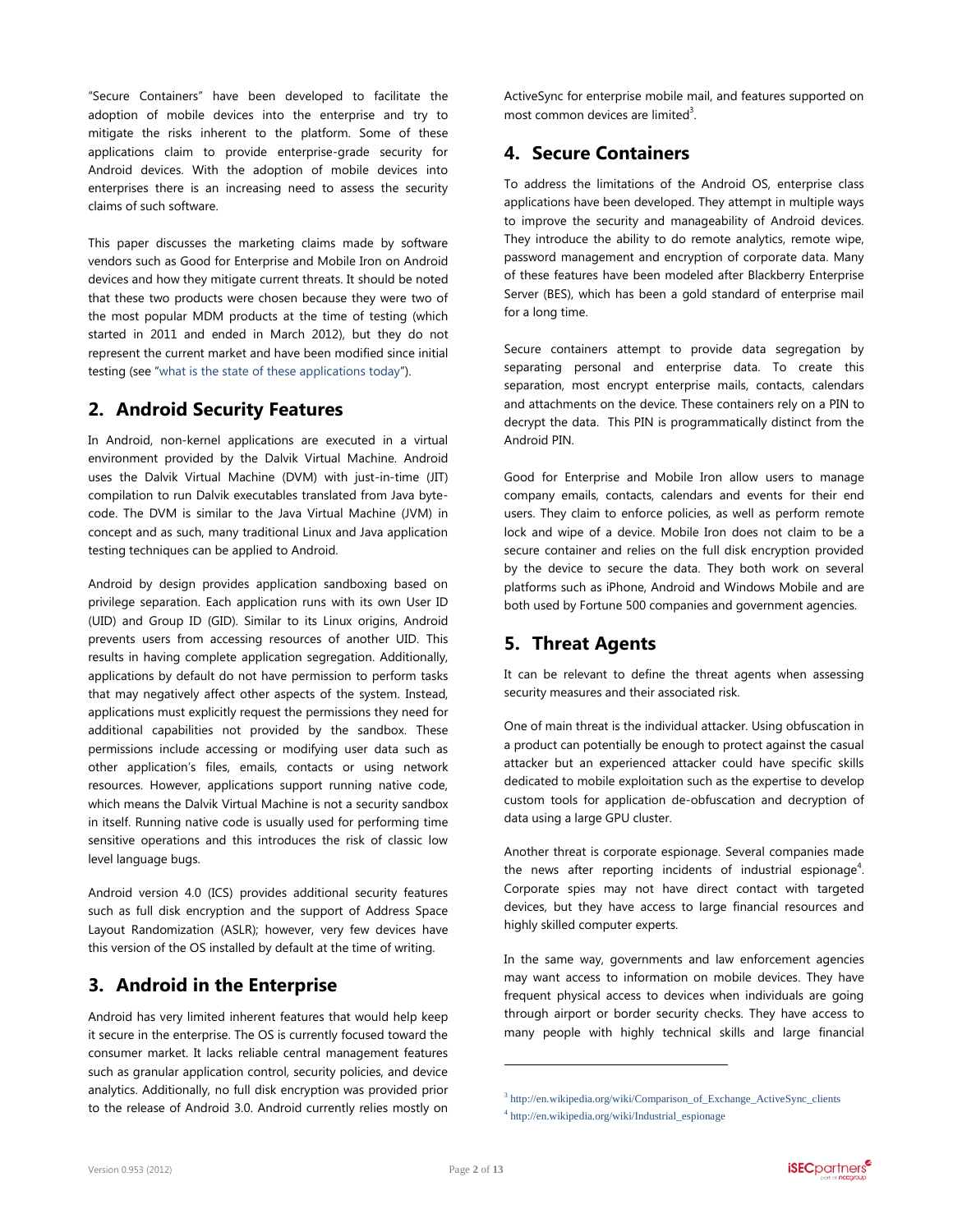"Secure Containers" have been developed to facilitate the adoption of mobile devices into the enterprise and try to mitigate the risks inherent to the platform. Some of these applications claim to provide enterprise-grade security for Android devices. With the adoption of mobile devices into enterprises there is an increasing need to assess the security claims of such software.

This paper discusses the marketing claims made by software vendors such as Good for Enterprise and Mobile Iron on Android devices and how they mitigate current threats. It should be noted that these two products were chosen because they were two of the most popular MDM products at the time of testing (which started in 2011 and ended in March 2012), but they do not represent the current market and have been modified since initial testing (see "what is the state of these applications today").

## 2. Android Security Features

In Android, non-kernel applications are executed in a virtual environment provided by the Dalvik Virtual Machine. Android uses the Dalvik Virtual Machine (DVM) with just-in-time (JIT) compilation to run Dalvik executables translated from Java byte-code. The DVM is similar to the Java Virtual Machine (JVM) in concept and as such, many traditional Linux and Java application testing techniques can be applied to Android.

Android by design provides application sandboxing based on privilege separation. Each application runs with its own User ID (UID) and Group ID (GID). Similar to its Linux origins, Android prevents users from accessing resources of another UID. This results in having complete application segregation. Additionally, applications by default do not have permission to perform tasks that may negatively affect other aspects of the system. Instead, applications must explicitly request the permissions they need for additional capabilities not provided by the sandbox. These permissions include accessing or modifying user data such as other application's files, emails, contacts or using network resources. However, applications support running native code, which means the Dalvik Virtual Machine is not a security sandbox in itself. Running native code is usually used for performing time sensitive operations and this introduces the risk of classic low level language bugs.

Android version 4.0 (ICS) provides additional security features such as full disk encryption and the support of Address Space Layout Randomization (ASLR); however, very few devices have this version of the OS installed by default at the time of writing.

## 3. Android in the Enterprise

Android has very limited inherent features that would help keep it secure in the enterprise. The OS is currently focused toward the consumer market. It lacks reliable central management features such as granular application control, security policies, and device analytics. Additionally, no full disk encryption was provided prior to the release of Android 3.0. Android currently relies mostly on ActiveSync for enterprise mobile mail, and features supported on most common devices are limited[3].

## 4. Secure Containers

To address the limitations of the Android OS, enterprise class applications have been developed. They attempt in multiple ways to improve the security and manageability of Android devices. They introduce the ability to do remote analytics, remote wipe, password management and encryption of corporate data. Many of these features have been modeled after Blackberry Enterprise Server (BES), which has been a gold standard of enterprise mail for a long time.

Secure containers attempt to provide data segregation by separating personal and enterprise data. To create this separation, most encrypt enterprise mails, contacts, calendars and attachments on the device. These containers rely on a PIN to decrypt the data. This PIN is programmatically distinct from the Android PIN.

Good for Enterprise and Mobile Iron allow users to manage company emails, contacts, calendars and events for their end users. They claim to enforce policies, as well as perform remote lock and wipe of a device. Mobile Iron does not claim to be a secure container and relies on the full disk encryption provided by the device to secure the data. They both work on several platforms such as iPhone, Android and Windows Mobile and are both used by Fortune 500 companies and government agencies.

## 5. Threat Agents

It can be relevant to define the threat agents when assessing security measures and their associated risk.

One of main threat is the individual attacker. Using obfuscation in a product can potentially be enough to protect against the casual attacker but an experienced attacker could have specific skills dedicated to mobile exploitation such as the expertise to develop custom tools for application de-obfuscation and decryption of data using a large GPU cluster.

Another threat is corporate espionage. Several companies made the news after reporting incidents of industrial espionage[4]. Corporate spies may not have direct contact with targeted devices, but they have access to large financial resources and highly skilled computer experts.

In the same way, governments and law enforcement agencies may want access to information on mobile devices. They have frequent physical access to devices when individuals are going through airport or border security checks. They have access to many people with highly technical skills and large financial

---

[3] http://en.wikipedia.org/wiki/Comparison_of_Exchange_ActiveSync_clients

[4] http://en.wikipedia.org/wiki/Industrial_espionage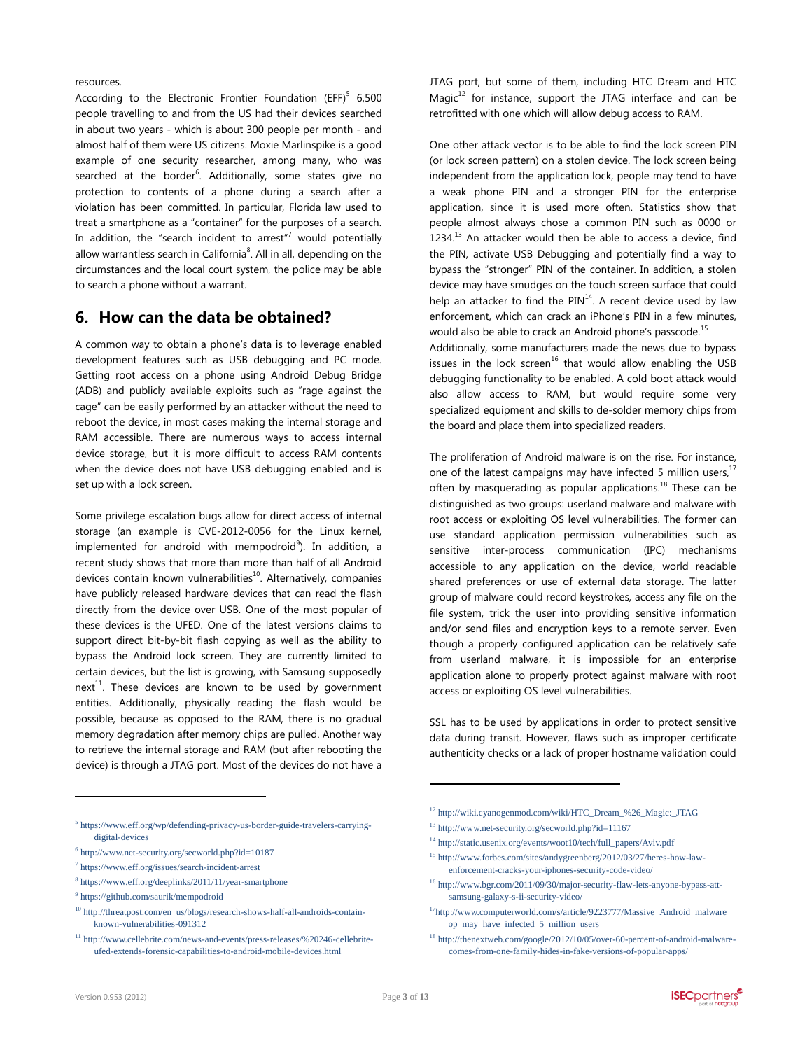resources.

According to the Electronic Frontier Foundation (EFF)[5] 6,500 people travelling to and from the US had their devices searched in about two years - which is about 300 people per month - and almost half of them were US citizens. Moxie Marlinspike is a good example of one security researcher, among many, who was searched at the border[6]. Additionally, some states give no protection to contents of a phone during a search after a violation has been committed. In particular, Florida law used to treat a smartphone as a "container" for the purposes of a search. In addition, the "search incident to arrest"[7] would potentially allow warrantless search in California[8]. All in all, depending on the circumstances and the local court system, the police may be able to search a phone without a warrant.

## 6. How can the data be obtained?

A common way to obtain a phone's data is to leverage enabled development features such as USB debugging and PC mode. Getting root access on a phone using Android Debug Bridge (ADB) and publicly available exploits such as "rage against the cage" can be easily performed by an attacker without the need to reboot the device, in most cases making the internal storage and RAM accessible. There are numerous ways to access internal device storage, but it is more difficult to access RAM contents when the device does not have USB debugging enabled and is set up with a lock screen.

Some privilege escalation bugs allow for direct access of internal storage (an example is CVE-2012-0056 for the Linux kernel, implemented for android with mempodroid[9]). In addition, a recent study shows that more than more than half of all Android devices contain known vulnerabilities[10]. Alternatively, companies have publicly released hardware devices that can read the flash directly from the device over USB. One of the most popular of these devices is the UFED. One of the latest versions claims to support direct bit-by-bit flash copying as well as the ability to bypass the Android lock screen. They are currently limited to certain devices, but the list is growing, with Samsung supposedly next[11]. These devices are known to be used by government entities. Additionally, physically reading the flash would be possible, because as opposed to the RAM, there is no gradual memory degradation after memory chips are pulled. Another way to retrieve the internal storage and RAM (but after rebooting the device) is through a JTAG port. Most of the devices do not have a JTAG port, but some of them, including HTC Dream and HTC Magic[12] for instance, support the JTAG interface and can be retrofitted with one which will allow debug access to RAM.

One other attack vector is to be able to find the lock screen PIN (or lock screen pattern) on a stolen device. The lock screen being independent from the application lock, people may tend to have a weak phone PIN and a stronger PIN for the enterprise application, since it is used more often. Statistics show that people almost always chose a common PIN such as 0000 or 1234.[13] An attacker would then be able to access a device, find the PIN, activate USB Debugging and potentially find a way to bypass the "stronger" PIN of the container. In addition, a stolen device may have smudges on the touch screen surface that could help an attacker to find the PIN[14]. A recent device used by law enforcement, which can crack an iPhone's PIN in a few minutes, would also be able to crack an Android phone's passcode.[15]

Additionally, some manufacturers made the news due to bypass issues in the lock screen[16] that would allow enabling the USB debugging functionality to be enabled. A cold boot attack would also allow access to RAM, but would require some very specialized equipment and skills to de-solder memory chips from the board and place them into specialized readers.

The proliferation of Android malware is on the rise. For instance, one of the latest campaigns may have infected 5 million users,[17] often by masquerading as popular applications.[18] These can be distinguished as two groups: userland malware and malware with root access or exploiting OS level vulnerabilities. The former can use standard application permission vulnerabilities such as sensitive inter-process communication (IPC) mechanisms accessible to any application on the device, world readable shared preferences or use of external data storage. The latter group of malware could record keystrokes, access any file on the file system, trick the user into providing sensitive information and/or send files and encryption keys to a remote server. Even though a properly configured application can be relatively safe from userland malware, it is impossible for an enterprise application alone to properly protect against malware with root access or exploiting OS level vulnerabilities.

SSL has to be used by applications in order to protect sensitive data during transit. However, flaws such as improper certificate authenticity checks or a lack of proper hostname validation could

---

[5] https://www.eff.org/wp/defending-privacy-us-border-guide-travelers-carrying-digital-devices

[6] http://www.net-security.org/secworld.php?id=10187

[7] https://www.eff.org/issues/search-incident-arrest

[8] https://www.eff.org/deeplinks/2011/11/year-smartphone

[9] https://github.com/saurik/mempodroid

[10] http://threatpost.com/en_us/blogs/research-shows-half-all-androids-contain-known-vulnerabilities-091312

[11] http://www.cellebrite.com/news-and-events/press-releases/%20246-cellebrite-ufed-extends-forensic-capabilities-to-android-mobile-devices.html

[12] http://wiki.cyanogenmod.com/wiki/HTC_Dream_%26_Magic:_JTAG

[13] http://www.net-security.org/secworld.php?id=11167

[14] http://static.usenix.org/events/woot10/tech/full_papers/Aviv.pdf

[15] http://www.forbes.com/sites/andygreenberg/2012/03/27/heres-how-law-enforcement-cracks-your-iphones-security-code-video/

[16] http://www.bgr.com/2011/09/30/major-security-flaw-lets-anyone-bypass-att-samsung-galaxy-s-ii-security-video/

[17] http://www.computerworld.com/s/article/9223777/Massive_Android_malware_op_may_have_infected_5_million_users

[18] http://thenextweb.com/google/2012/10/05/over-60-percent-of-android-malware-comes-from-one-family-hides-in-fake-versions-of-popular-apps/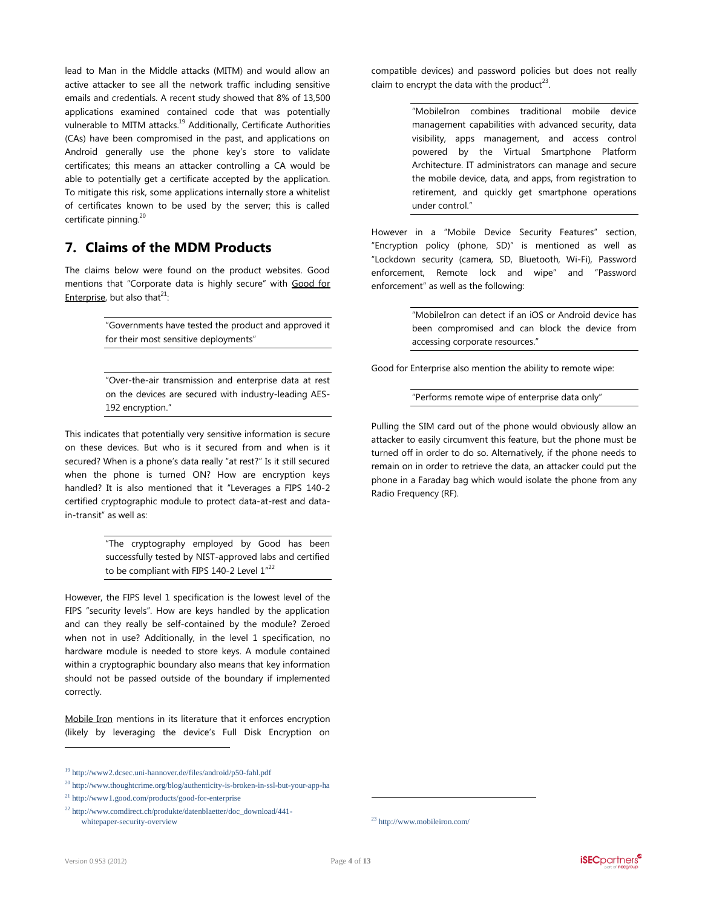lead to Man in the Middle attacks (MITM) and would allow an active attacker to see all the network traffic including sensitive emails and credentials. A recent study showed that 8% of 13,500 applications examined contained code that was potentially vulnerable to MITM attacks.[19] Additionally, Certificate Authorities (CAs) have been compromised in the past, and applications on Android generally use the phone key's store to validate certificates; this means an attacker controlling a CA would be able to potentially get a certificate accepted by the application. To mitigate this risk, some applications internally store a whitelist of certificates known to be used by the server; this is called certificate pinning.[20]

## 7. Claims of the MDM Products

The claims below were found on the product websites. Good mentions that "Corporate data is highly secure" with Good for Enterprise, but also that[21]:

> "Governments have tested the product and approved it for their most sensitive deployments"

> "Over-the-air transmission and enterprise data at rest on the devices are secured with industry-leading AES-192 encryption."

This indicates that potentially very sensitive information is secure on these devices. But who is it secured from and when is it secured? When is a phone's data really "at rest?" Is it still secured when the phone is turned ON? How are encryption keys handled? It is also mentioned that it "Leverages a FIPS 140-2 certified cryptographic module to protect data-at-rest and data-in-transit" as well as:

> "The cryptography employed by Good has been successfully tested by NIST-approved labs and certified to be compliant with FIPS 140-2 Level 1"[22]

However, the FIPS level 1 specification is the lowest level of the FIPS "security levels". How are keys handled by the application and can they really be self-contained by the module? Zeroed when not in use? Additionally, in the level 1 specification, no hardware module is needed to store keys. A module contained within a cryptographic boundary also means that key information should not be passed outside of the boundary if implemented correctly.

Mobile Iron mentions in its literature that it enforces encryption (likely by leveraging the device's Full Disk Encryption on compatible devices) and password policies but does not really claim to encrypt the data with the product[23].

> "MobileIron combines traditional mobile device management capabilities with advanced security, data visibility, apps management, and access control powered by the Virtual Smartphone Platform Architecture. IT administrators can manage and secure the mobile device, data, and apps, from registration to retirement, and quickly get smartphone operations under control."

However in a "Mobile Device Security Features" section, "Encryption policy (phone, SD)" is mentioned as well as "Lockdown security (camera, SD, Bluetooth, Wi-Fi), Password enforcement, Remote lock and wipe" and "Password enforcement" as well as the following:

> "MobileIron can detect if an iOS or Android device has been compromised and can block the device from accessing corporate resources."

Good for Enterprise also mention the ability to remote wipe:

> "Performs remote wipe of enterprise data only"

Pulling the SIM card out of the phone would obviously allow an attacker to easily circumvent this feature, but the phone must be turned off in order to do so. Alternatively, if the phone needs to remain on in order to retrieve the data, an attacker could put the phone in a Faraday bag which would isolate the phone from any Radio Frequency (RF).

---

[19] http://www2.dcsec.uni-hannover.de/files/android/p50-fahl.pdf

[20] http://www.thoughtcrime.org/blog/authenticity-is-broken-in-ssl-but-your-app-ha

[21] http://www1.good.com/products/good-for-enterprise

[22] http://www.comdirect.ch/produkte/datenblaetter/doc_download/441-whitepaper-security-overview

[23] http://www.mobileiron.com/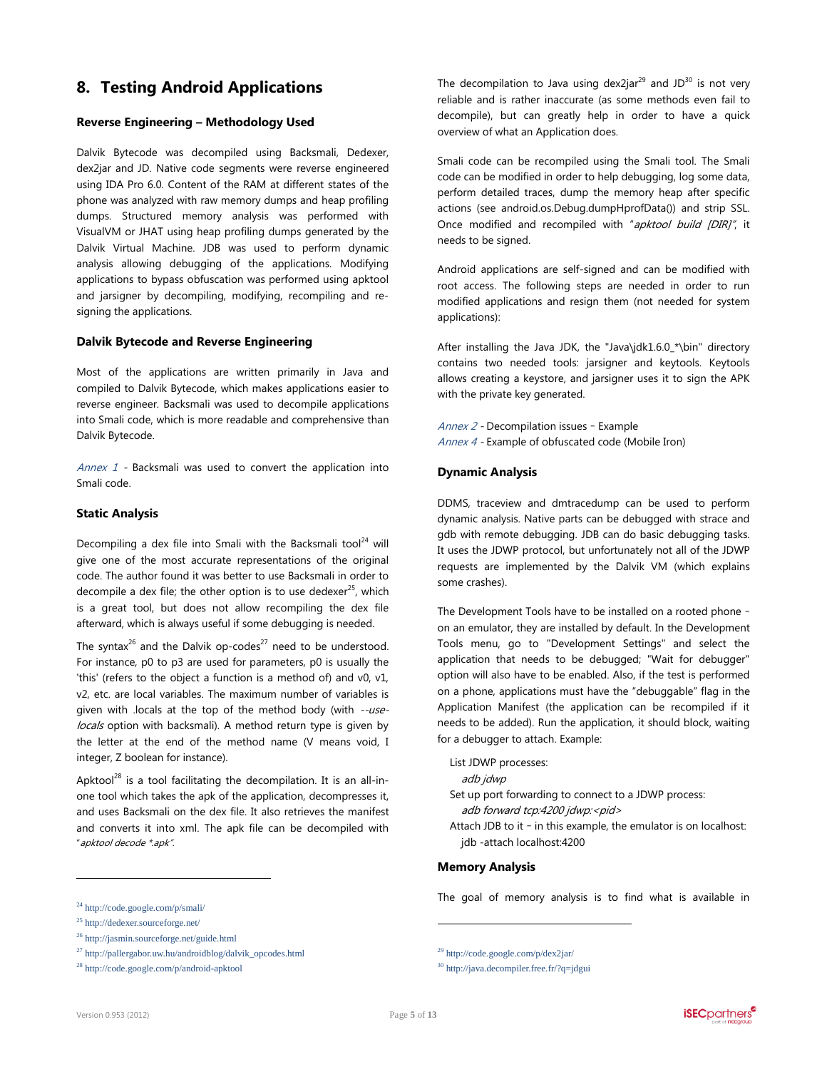## 8. Testing Android Applications

### Reverse Engineering – Methodology Used

Dalvik Bytecode was decompiled using Backsmali, Dedexer, dex2jar and JD. Native code segments were reverse engineered using IDA Pro 6.0. Content of the RAM at different states of the phone was analyzed with raw memory dumps and heap profiling dumps. Structured memory analysis was performed with VisualVM or JHAT using heap profiling dumps generated by the Dalvik Virtual Machine. JDB was used to perform dynamic analysis allowing debugging of the applications. Modifying applications to bypass obfuscation was performed using apktool and jarsigner by decompiling, modifying, recompiling and re-signing the applications.

### Dalvik Bytecode and Reverse Engineering

Most of the applications are written primarily in Java and compiled to Dalvik Bytecode, which makes applications easier to reverse engineer. Backsmali was used to decompile applications into Smali code, which is more readable and comprehensive than Dalvik Bytecode.

*Annex 1* - Backsmali was used to convert the application into Smali code.

### Static Analysis

Decompiling a dex file into Smali with the Backsmali tool[24] will give one of the most accurate representations of the original code. The author found it was better to use Backsmali in order to decompile a dex file; the other option is to use dedexer[25], which is a great tool, but does not allow recompiling the dex file afterward, which is always useful if some debugging is needed.

The syntax[26] and the Dalvik op-codes[27] need to be understood. For instance, p0 to p3 are used for parameters, p0 is usually the 'this' (refers to the object a function is a method of) and v0, v1, v2, etc. are local variables. The maximum number of variables is given with .locals at the top of the method body (with *--use-locals* option with backsmali). A method return type is given by the letter at the end of the method name (V means void, I integer, Z boolean for instance).

Apktool[28] is a tool facilitating the decompilation. It is an all-in-one tool which takes the apk of the application, decompresses it, and uses Backsmali on the dex file. It also retrieves the manifest and converts it into xml. The apk file can be decompiled with "*apktool decode \*.apk*".

The decompilation to Java using dex2jar[29] and JD[30] is not very reliable and is rather inaccurate (as some methods even fail to decompile), but can greatly help in order to have a quick overview of what an Application does.

Smali code can be recompiled using the Smali tool. The Smali code can be modified in order to help debugging, log some data, perform detailed traces, dump the memory heap after specific actions (see android.os.Debug.dumpHprofData()) and strip SSL. Once modified and recompiled with "*apktool build [DIR]*", it needs to be signed.

Android applications are self-signed and can be modified with root access. The following steps are needed in order to run modified applications and resign them (not needed for system applications):

After installing the Java JDK, the "Java\jdk1.6.0_*\bin" directory contains two needed tools: jarsigner and keytools. Keytools allows creating a keystore, and jarsigner uses it to sign the APK with the private key generated.

*Annex 2* - Decompilation issues - Example
*Annex 4* - Example of obfuscated code (Mobile Iron)

### Dynamic Analysis

DDMS, traceview and dmtracedump can be used to perform dynamic analysis. Native parts can be debugged with strace and gdb with remote debugging. JDB can do basic debugging tasks. It uses the JDWP protocol, but unfortunately not all of the JDWP requests are implemented by the Dalvik VM (which explains some crashes).

The Development Tools have to be installed on a rooted phone - on an emulator, they are installed by default. In the Development Tools menu, go to "Development Settings" and select the application that needs to be debugged; "Wait for debugger" option will also have to be enabled. Also, if the test is performed on a phone, applications must have the "debuggable" flag in the Application Manifest (the application can be recompiled if it needs to be added). Run the application, it should block, waiting for a debugger to attach. Example:

List JDWP processes:
*adb jdwp*
Set up port forwarding to connect to a JDWP process:
*adb forward tcp:4200 jdwp:<pid>*
Attach JDB to it - in this example, the emulator is on localhost:
jdb -attach localhost:4200

### Memory Analysis

The goal of memory analysis is to find what is available in

---

[24] http://code.google.com/p/smali/
[25] http://dedexer.sourceforge.net/
[26] http://jasmin.sourceforge.net/guide.html
[27] http://pallergabor.uw.hu/androidblog/dalvik_opcodes.html
[28] http://code.google.com/p/android-apktool
[29] http://code.google.com/p/dex2jar/
[30] http://java.decompiler.free.fr/?q=jdgui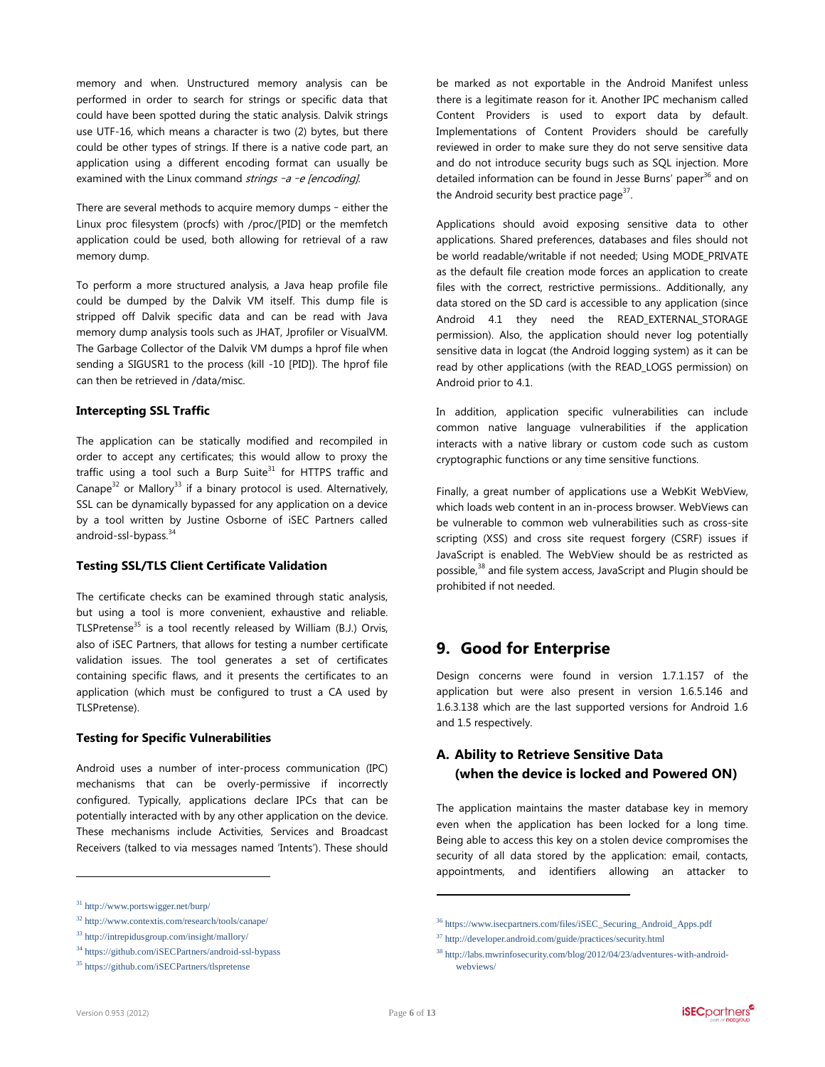memory and when. Unstructured memory analysis can be performed in order to search for strings or specific data that could have been spotted during the static analysis. Dalvik strings use UTF-16, which means a character is two (2) bytes, but there could be other types of strings. If there is a native code part, an application using a different encoding format can usually be examined with the Linux command *strings –a –e [encoding]*.

There are several methods to acquire memory dumps – either the Linux proc filesystem (procfs) with /proc/[PID] or the memfetch application could be used, both allowing for retrieval of a raw memory dump.

To perform a more structured analysis, a Java heap profile file could be dumped by the Dalvik VM itself. This dump file is stripped off Dalvik specific data and can be read with Java memory dump analysis tools such as JHAT, Jprofiler or VisualVM. The Garbage Collector of the Dalvik VM dumps a hprof file when sending a SIGUSR1 to the process (kill -10 [PID]). The hprof file can then be retrieved in /data/misc.

### Intercepting SSL Traffic

The application can be statically modified and recompiled in order to accept any certificates; this would allow to proxy the traffic using a tool such a Burp Suite[31] for HTTPS traffic and Canape[32] or Mallory[33] if a binary protocol is used. Alternatively, SSL can be dynamically bypassed for any application on a device by a tool written by Justine Osborne of iSEC Partners called android-ssl-bypass.[34]

### Testing SSL/TLS Client Certificate Validation

The certificate checks can be examined through static analysis, but using a tool is more convenient, exhaustive and reliable. TLSPretense[35] is a tool recently released by William (B.J.) Orvis, also of iSEC Partners, that allows for testing a number certificate validation issues. The tool generates a set of certificates containing specific flaws, and it presents the certificates to an application (which must be configured to trust a CA used by TLSPretense).

### Testing for Specific Vulnerabilities

Android uses a number of inter-process communication (IPC) mechanisms that can be overly-permissive if incorrectly configured. Typically, applications declare IPCs that can be potentially interacted with by any other application on the device. These mechanisms include Activities, Services and Broadcast Receivers (talked to via messages named 'Intents'). These should be marked as not exportable in the Android Manifest unless there is a legitimate reason for it. Another IPC mechanism called Content Providers is used to export data by default. Implementations of Content Providers should be carefully reviewed in order to make sure they do not serve sensitive data and do not introduce security bugs such as SQL injection. More detailed information can be found in Jesse Burns' paper[36] and on the Android security best practice page[37].

Applications should avoid exposing sensitive data to other applications. Shared preferences, databases and files should not be world readable/writable if not needed; Using MODE_PRIVATE as the default file creation mode forces an application to create files with the correct, restrictive permissions.. Additionally, any data stored on the SD card is accessible to any application (since Android 4.1 they need the READ_EXTERNAL_STORAGE permission). Also, the application should never log potentially sensitive data in logcat (the Android logging system) as it can be read by other applications (with the READ_LOGS permission) on Android prior to 4.1.

In addition, application specific vulnerabilities can include common native language vulnerabilities if the application interacts with a native library or custom code such as custom cryptographic functions or any time sensitive functions.

Finally, a great number of applications use a WebKit WebView, which loads web content in an in-process browser. WebViews can be vulnerable to common web vulnerabilities such as cross-site scripting (XSS) and cross site request forgery (CSRF) issues if JavaScript is enabled. The WebView should be as restricted as possible,[38] and file system access, JavaScript and Plugin should be prohibited if not needed.

## 9. Good for Enterprise

Design concerns were found in version 1.7.1.157 of the application but were also present in version 1.6.5.146 and 1.6.3.138 which are the last supported versions for Android 1.6 and 1.5 respectively.

### A. Ability to Retrieve Sensitive Data (when the device is locked and Powered ON)

The application maintains the master database key in memory even when the application has been locked for a long time. Being able to access this key on a stolen device compromises the security of all data stored by the application: email, contacts, appointments, and identifiers allowing an attacker to

---

[31] http://www.portswigger.net/burp/

[32] http://www.contextis.com/research/tools/canape/

[33] http://intrepidusgroup.com/insight/mallory/

[34] https://github.com/iSECPartners/android-ssl-bypass

[35] https://github.com/iSECPartners/tlspretense

[36] https://www.isecpartners.com/files/iSEC_Securing_Android_Apps.pdf

[37] http://developer.android.com/guide/practices/security.html

[38] http://labs.mwrinfosecurity.com/blog/2012/04/23/adventures-with-android-webviews/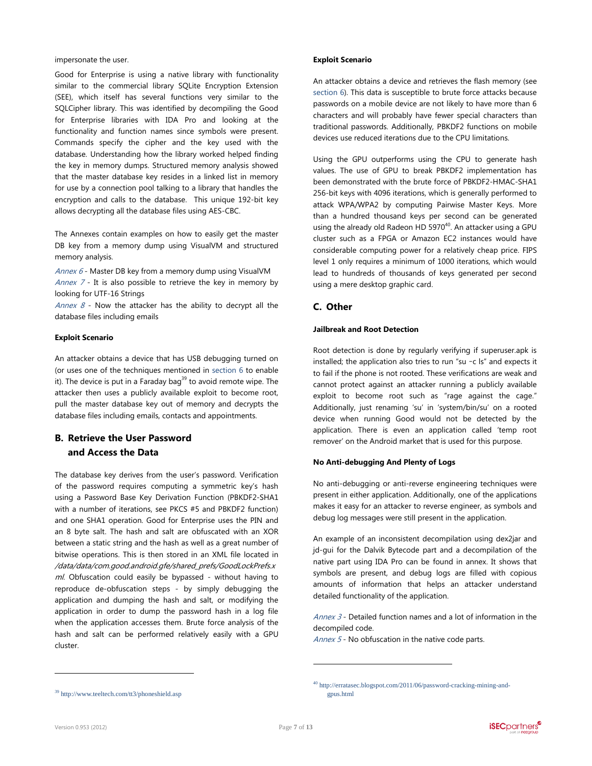impersonate the user.

Good for Enterprise is using a native library with functionality similar to the commercial library SQLite Encryption Extension (SEE), which itself has several functions very similar to the SQLCipher library. This was identified by decompiling the Good for Enterprise libraries with IDA Pro and looking at the functionality and function names since symbols were present. Commands specify the cipher and the key used with the database. Understanding how the library worked helped finding the key in memory dumps. Structured memory analysis showed that the master database key resides in a linked list in memory for use by a connection pool talking to a library that handles the encryption and calls to the database. This unique 192-bit key allows decrypting all the database files using AES-CBC.

The Annexes contain examples on how to easily get the master DB key from a memory dump using VisualVM and structured memory analysis.

*Annex 6* - Master DB key from a memory dump using VisualVM
*Annex 7* - It is also possible to retrieve the key in memory by looking for UTF-16 Strings
*Annex 8* - Now the attacker has the ability to decrypt all the database files including emails

**Exploit Scenario**

An attacker obtains a device that has USB debugging turned on (or uses one of the techniques mentioned in section 6 to enable it). The device is put in a Faraday bag[39] to avoid remote wipe. The attacker then uses a publicly available exploit to become root, pull the master database key out of memory and decrypts the database files including emails, contacts and appointments.

## B. Retrieve the User Password and Access the Data

The database key derives from the user's password. Verification of the password requires computing a symmetric key's hash using a Password Base Key Derivation Function (PBKDF2-SHA1 with a number of iterations, see PKCS #5 and PBKDF2 function) and one SHA1 operation. Good for Enterprise uses the PIN and an 8 byte salt. The hash and salt are obfuscated with an XOR between a static string and the hash as well as a great number of bitwise operations. This is then stored in an XML file located in */data/data/com.good.android.gfe/shared_prefs/GoodLockPrefs.xml*. Obfuscation could easily be bypassed - without having to reproduce de-obfuscation steps - by simply debugging the application and dumping the hash and salt, or modifying the application in order to dump the password hash in a log file when the application accesses them. Brute force analysis of the hash and salt can be performed relatively easily with a GPU cluster.

**Exploit Scenario**

An attacker obtains a device and retrieves the flash memory (see section 6). This data is susceptible to brute force attacks because passwords on a mobile device are not likely to have more than 6 characters and will probably have fewer special characters than traditional passwords. Additionally, PBKDF2 functions on mobile devices use reduced iterations due to the CPU limitations.

Using the GPU outperforms using the CPU to generate hash values. The use of GPU to break PBKDF2 implementation has been demonstrated with the brute force of PBKDF2-HMAC-SHA1 256-bit keys with 4096 iterations, which is generally performed to attack WPA/WPA2 by computing Pairwise Master Keys. More than a hundred thousand keys per second can be generated using the already old Radeon HD 5970[40]. An attacker using a GPU cluster such as a FPGA or Amazon EC2 instances would have considerable computing power for a relatively cheap price. FIPS level 1 only requires a minimum of 1000 iterations, which would lead to hundreds of thousands of keys generated per second using a mere desktop graphic card.

## C. Other

**Jailbreak and Root Detection**

Root detection is done by regularly verifying if superuser.apk is installed; the application also tries to run "su –c ls" and expects it to fail if the phone is not rooted. These verifications are weak and cannot protect against an attacker running a publicly available exploit to become root such as "rage against the cage." Additionally, just renaming 'su' in 'system/bin/su' on a rooted device when running Good would not be detected by the application. There is even an application called 'temp root remover' on the Android market that is used for this purpose.

**No Anti-debugging And Plenty of Logs**

No anti-debugging or anti-reverse engineering techniques were present in either application. Additionally, one of the applications makes it easy for an attacker to reverse engineer, as symbols and debug log messages were still present in the application.

An example of an inconsistent decompilation using dex2jar and jd-gui for the Dalvik Bytecode part and a decompilation of the native part using IDA Pro can be found in annex. It shows that symbols are present, and debug logs are filled with copious amounts of information that helps an attacker understand detailed functionality of the application.

*Annex 3* - Detailed function names and a lot of information in the decompiled code.
*Annex 5* - No obfuscation in the native code parts.

---

[39] http://www.teeltech.com/tt3/phoneshield.asp

[40] http://erratasec.blogspot.com/2011/06/password-cracking-mining-and-gpus.html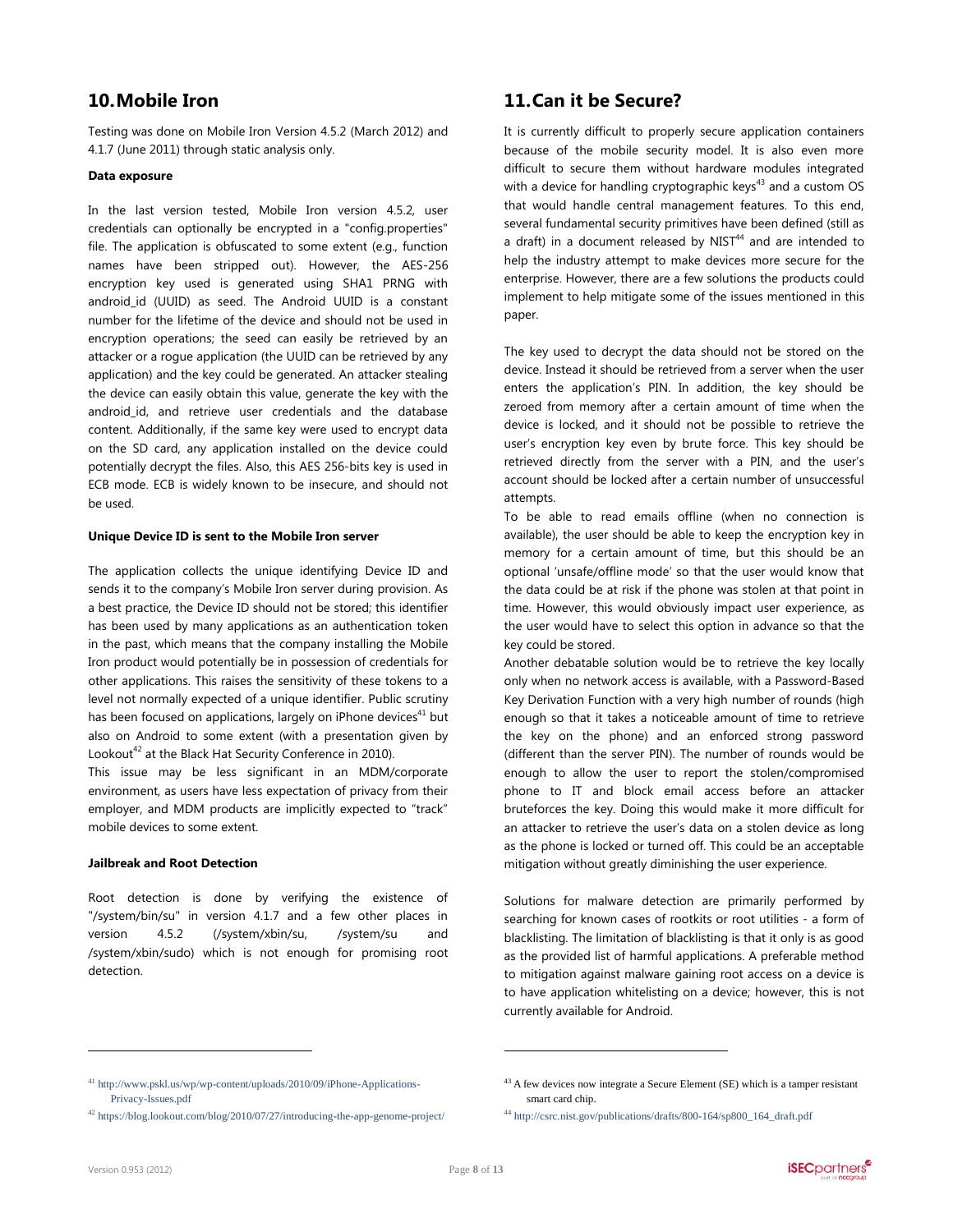## 10. Mobile Iron

Testing was done on Mobile Iron Version 4.5.2 (March 2012) and 4.1.7 (June 2011) through static analysis only.

**Data exposure**

In the last version tested, Mobile Iron version 4.5.2, user credentials can optionally be encrypted in a "config.properties" file. The application is obfuscated to some extent (e.g., function names have been stripped out). However, the AES-256 encryption key used is generated using SHA1 PRNG with android_id (UUID) as seed. The Android UUID is a constant number for the lifetime of the device and should not be used in encryption operations; the seed can easily be retrieved by an attacker or a rogue application (the UUID can be retrieved by any application) and the key could be generated. An attacker stealing the device can easily obtain this value, generate the key with the android_id, and retrieve user credentials and the database content. Additionally, if the same key were used to encrypt data on the SD card, any application installed on the device could potentially decrypt the files. Also, this AES 256-bits key is used in ECB mode. ECB is widely known to be insecure, and should not be used.

**Unique Device ID is sent to the Mobile Iron server**

The application collects the unique identifying Device ID and sends it to the company's Mobile Iron server during provision. As a best practice, the Device ID should not be stored; this identifier has been used by many applications as an authentication token in the past, which means that the company installing the Mobile Iron product would potentially be in possession of credentials for other applications. This raises the sensitivity of these tokens to a level not normally expected of a unique identifier. Public scrutiny has been focused on applications, largely on iPhone devices[41] but also on Android to some extent (with a presentation given by Lookout[42] at the Black Hat Security Conference in 2010).

This issue may be less significant in an MDM/corporate environment, as users have less expectation of privacy from their employer, and MDM products are implicitly expected to "track" mobile devices to some extent.

**Jailbreak and Root Detection**

Root detection is done by verifying the existence of "/system/bin/su" in version 4.1.7 and a few other places in version 4.5.2 (/system/xbin/su, /system/su and /system/xbin/sudo) which is not enough for promising root detection.

## 11. Can it be Secure?

It is currently difficult to properly secure application containers because of the mobile security model. It is also even more difficult to secure them without hardware modules integrated with a device for handling cryptographic keys[43] and a custom OS that would handle central management features. To this end, several fundamental security primitives have been defined (still as a draft) in a document released by NIST[44] and are intended to help the industry attempt to make devices more secure for the enterprise. However, there are a few solutions the products could implement to help mitigate some of the issues mentioned in this paper.

The key used to decrypt the data should not be stored on the device. Instead it should be retrieved from a server when the user enters the application's PIN. In addition, the key should be zeroed from memory after a certain amount of time when the device is locked, and it should not be possible to retrieve the user's encryption key even by brute force. This key should be retrieved directly from the server with a PIN, and the user's account should be locked after a certain number of unsuccessful attempts.

To be able to read emails offline (when no connection is available), the user should be able to keep the encryption key in memory for a certain amount of time, but this should be an optional 'unsafe/offline mode' so that the user would know that the data could be at risk if the phone was stolen at that point in time. However, this would obviously impact user experience, as the user would have to select this option in advance so that the key could be stored.

Another debatable solution would be to retrieve the key locally only when no network access is available, with a Password-Based Key Derivation Function with a very high number of rounds (high enough so that it takes a noticeable amount of time to retrieve the key on the phone) and an enforced strong password (different than the server PIN). The number of rounds would be enough to allow the user to report the stolen/compromised phone to IT and block email access before an attacker bruteforces the key. Doing this would make it more difficult for an attacker to retrieve the user's data on a stolen device as long as the phone is locked or turned off. This could be an acceptable mitigation without greatly diminishing the user experience.

Solutions for malware detection are primarily performed by searching for known cases of rootkits or root utilities - a form of blacklisting. The limitation of blacklisting is that it only is as good as the provided list of harmful applications. A preferable method to mitigation against malware gaining root access on a device is to have application whitelisting on a device; however, this is not currently available for Android.

---

[41] http://www.pskl.us/wp/wp-content/uploads/2010/09/iPhone-Applications-Privacy-Issues.pdf

[42] https://blog.lookout.com/blog/2010/07/27/introducing-the-app-genome-project/

[43] A few devices now integrate a Secure Element (SE) which is a tamper resistant smart card chip.

[44] http://csrc.nist.gov/publications/drafts/800-164/sp800_164_draft.pdf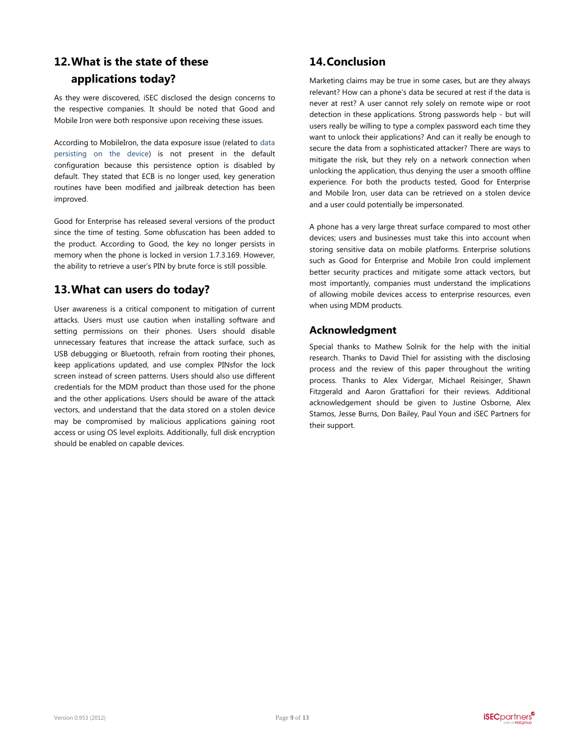## 12. What is the state of these applications today?

As they were discovered, iSEC disclosed the design concerns to the respective companies. It should be noted that Good and Mobile Iron were both responsive upon receiving these issues.

According to MobileIron, the data exposure issue (related to data persisting on the device) is not present in the default configuration because this persistence option is disabled by default. They stated that ECB is no longer used, key generation routines have been modified and jailbreak detection has been improved.

Good for Enterprise has released several versions of the product since the time of testing. Some obfuscation has been added to the product. According to Good, the key no longer persists in memory when the phone is locked in version 1.7.3.169. However, the ability to retrieve a user's PIN by brute force is still possible.

## 13. What can users do today?

User awareness is a critical component to mitigation of current attacks. Users must use caution when installing software and setting permissions on their phones. Users should disable unnecessary features that increase the attack surface, such as USB debugging or Bluetooth, refrain from rooting their phones, keep applications updated, and use complex PINsfor the lock screen instead of screen patterns. Users should also use different credentials for the MDM product than those used for the phone and the other applications. Users should be aware of the attack vectors, and understand that the data stored on a stolen device may be compromised by malicious applications gaining root access or using OS level exploits. Additionally, full disk encryption should be enabled on capable devices.

## 14. Conclusion

Marketing claims may be true in some cases, but are they always relevant? How can a phone's data be secured at rest if the data is never at rest? A user cannot rely solely on remote wipe or root detection in these applications. Strong passwords help - but will users really be willing to type a complex password each time they want to unlock their applications? And can it really be enough to secure the data from a sophisticated attacker? There are ways to mitigate the risk, but they rely on a network connection when unlocking the application, thus denying the user a smooth offline experience. For both the products tested, Good for Enterprise and Mobile Iron, user data can be retrieved on a stolen device and a user could potentially be impersonated.

A phone has a very large threat surface compared to most other devices; users and businesses must take this into account when storing sensitive data on mobile platforms. Enterprise solutions such as Good for Enterprise and Mobile Iron could implement better security practices and mitigate some attack vectors, but most importantly, companies must understand the implications of allowing mobile devices access to enterprise resources, even when using MDM products.

### Acknowledgment

Special thanks to Mathew Solnik for the help with the initial research. Thanks to David Thiel for assisting with the disclosing process and the review of this paper throughout the writing process. Thanks to Alex Vidergar, Michael Reisinger, Shawn Fitzgerald and Aaron Grattafiori for their reviews. Additional acknowledgement should be given to Justine Osborne, Alex Stamos, Jesse Burns, Don Bailey, Paul Youn and iSEC Partners for their support.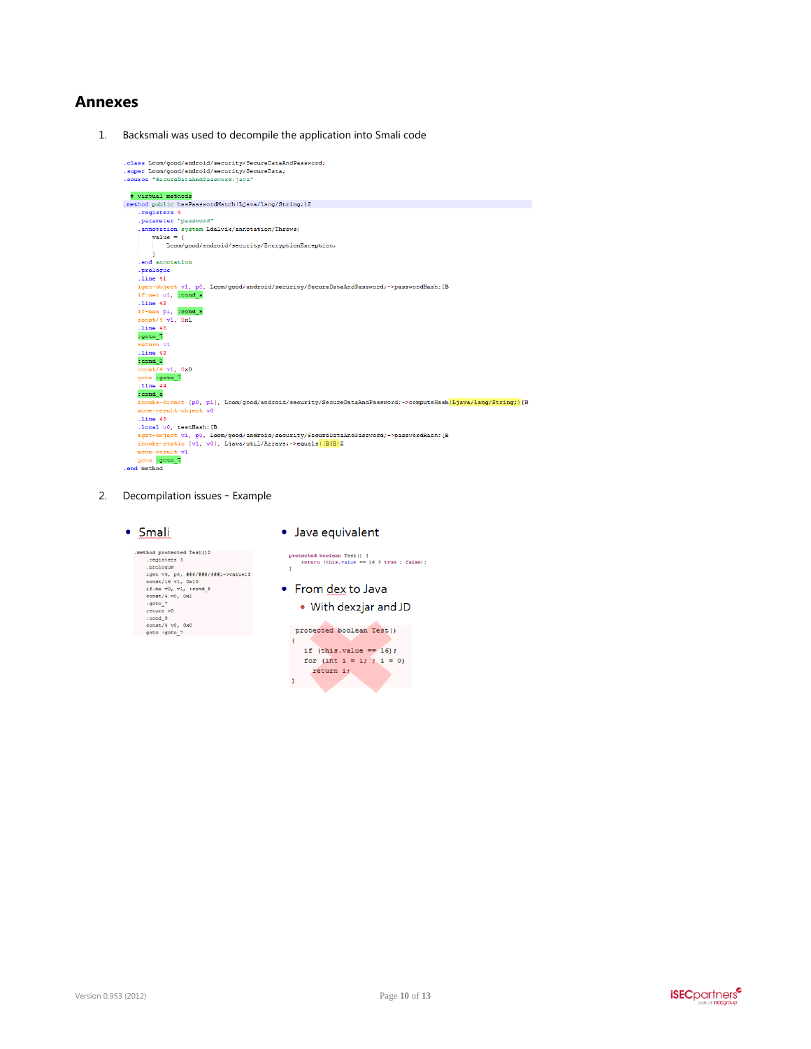# Annexes

1. Backsmali was used to decompile the application into Smali code

```
.class Lcom/good/android/security/SecureDataAndPassword;
.super Lcom/good/android/security/SecureData;
.source "SecureDataAndPassword.java"

# virtual methods
.method public hasPasswordMatch(Ljava/lang/String;)Z
    .registers 4
    .parameter "password"
    .annotation system Ldalvik/annotation/Throws;
        value = {
            Lcom/good/android/security/EncryptionException;
        }
    .end annotation
    .prologue
    .line 41
    iget-object v1, p0, Lcom/good/android/security/SecureDataAndPassword;->passwordHash:[B
    if-nez v1, :cond_a
    .line 42
    if-nez p1, :cond_8
    const/4 v1, 0x1
    .line 46
    :goto_7
    return v1
    .line 42
    :cond_8
    const/4 v1, 0x0
    goto :goto_7
    .line 44
    :cond_a
    invoke-direct {p0, p1}, Lcom/good/android/security/SecureDataAndPassword;->computeHash(Ljava/lang/String;)[B
    move-result-object v0
    .line 45
    .local v0, testHash:[B
    iget-object v1, p0, Lcom/good/android/security/SecureDataAndPassword;->passwordHash:[B
    invoke-static {v1, v0}, Ljava/util/Arrays;->equals([B[B)Z
    move-result v1
    goto :goto_7
.end method
```

2. Decompilation issues – Example

- Smali

```
.method protected Test()Z
    .registers 3
    .prologue
    iget v0, p0, ###/###/###;->value:I
    const/16 v1, 0x10
    if-ne v0, v1, :cond_8
    const/4 v0, 0x1
    :goto_7
    return v0
    :cond_8
    const/4 v0, 0x0
    goto :goto_7
```

- Java equivalent

```
protected boolean Test() {
    return (this.value == 16 ? true : false);
}
```

- From dex to Java
  - With dex2jar and JD

```
protected boolean Test()
{
   if (this.value == 16);
   for (int i = 1; ; i = 0)
     return i;
}
```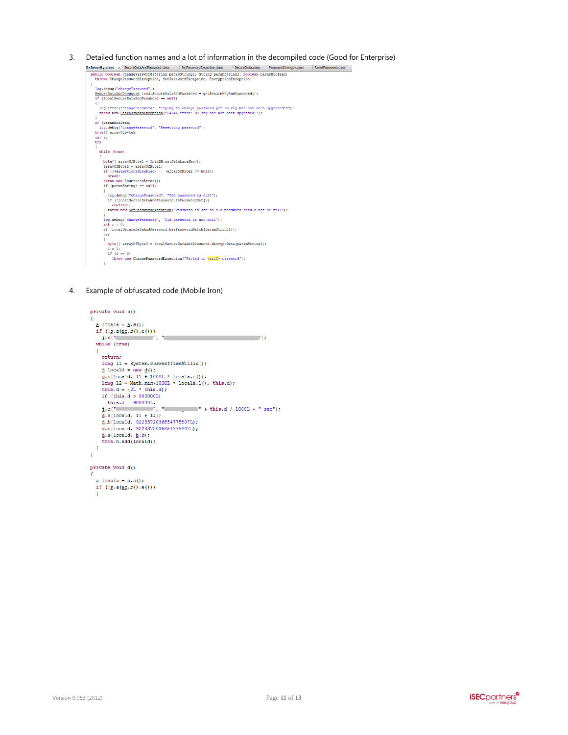3. Detailed function names and a lot of information in the decompiled code (Good for Enterprise)

```
GxSecurity.class  SecureDataAndPassword.class  SetPasswordException.class  SecureData.class  PasswordStrength.class  ResetPassword.class
public boolean changePassword(String paramString1, String paramString2, boolean paramBoolean)
  throws ChangePasswordException, SetPasswordException, EncryptionException
{
  log.debug("changePassword");
  SecureDataAndPassword localSecureDataAndPassword = getSecureKeyAndPassword();
  if (localSecureDataAndPassword == null)
  {
    log.error("changePassword", "Trying to change password yet DB key has not been upgraded!?");
    throw new SetPasswordException("FATAL error: DB key has not been upgraded!");
  }
  if (paramBoolean)
    log.debug("changePassword", "Resetting password");
  byte[] arrayOfByte2;
  int j;
  try
  {
    while (true)
    {
      byte[] arrayOfByte1 = InitDB.getDatabaseKey();
      arrayOfByte2 = arrayOfByte1;
      if ((!$assertionsDisabled) || (arrayOfByte2 != null))
        break;
      throw new AssertionError();
      if (paramString1 == null)
      {
        log.debug("changePassword", "Old password is null");
        if (!localSecureDataAndPassword.isPasswordSet())
          continue;
        throw new SetPasswordException("Password is set so old password should not be null");
      }
      log.debug("changePassword", "Old password is not null");
      int i = 0;
      if (localSecureDataAndPassword.hasPasswordMatch(paramString1));
      try
      {
        byte[] arrayOfByte3 = localSecureDataAndPassword.decryptData(paramString1);
        i = 1;
        if (i == 0)
          throw new ChangePasswordException("Failed to verify password");
      }
```

4. Example of obfuscated code (Mobile Iron)

```
private void c()
{
  a locala = a.a();
  if (!g.a(ac.b().c()))
    l.c("", "");
  while (true)
  {
    return;
    long l1 = System.currentTimeMillis();
    d locald = new d();
    d.c(locald, l1 + 1000L * locala.n());
    long l2 = Math.min(1000L * locala.l(), this.d);
    this.d = (2L * this.d);
    if (this.d > 900000L)
      this.d = 900000L;
    l.c("", "" + this.d / 1000L + " sec");
    d.a(locald, l1 + l2);
    d.b(locald, 9223372036854775807L);
    d.c(locald, 9223372036854775807L);
    d.a(locald, b.b);
    this.b.add(locald);
  }
}

private void d()
{
  a locala = a.a();
  if (!g.a(ac.b().e()))
  {
```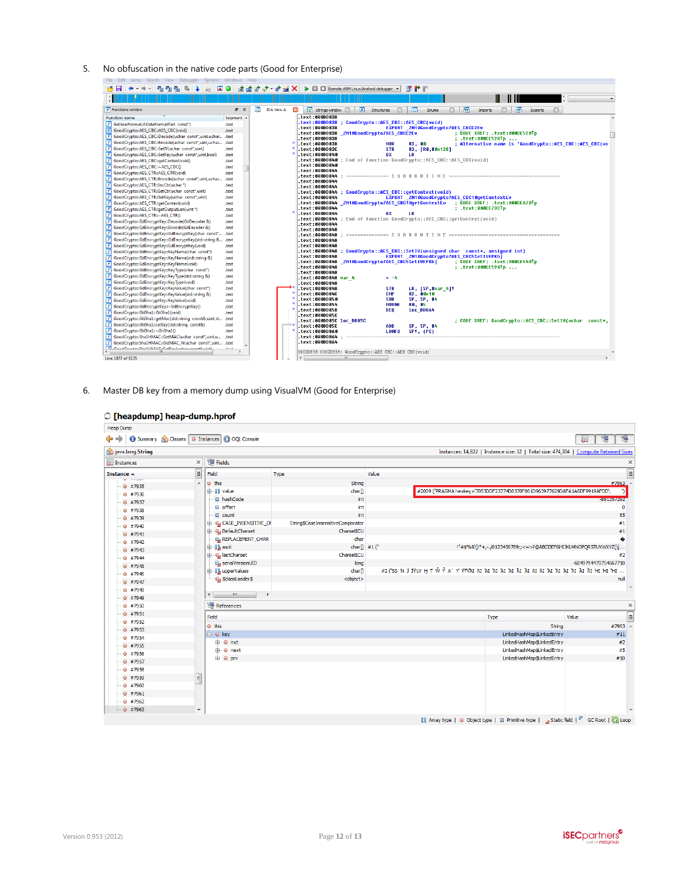5. No obfuscation in the native code parts (Good for Enterprise)

6. Master DB key from a memory dump using VisualVM (Good for Enterprise)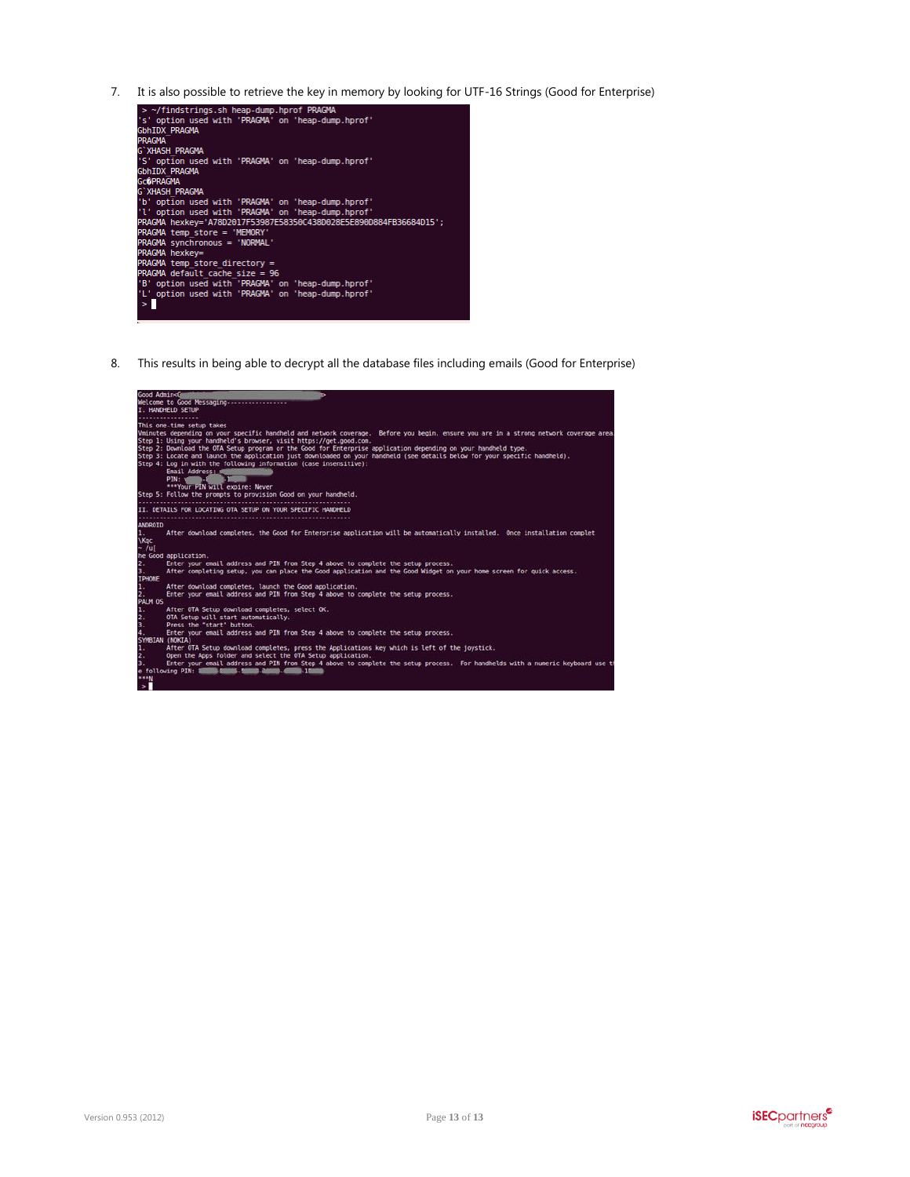7. It is also possible to retrieve the key in memory by looking for UTF-16 Strings (Good for Enterprise)

```
> ~/findstrings.sh heap-dump.hprof PRAGMA
's' option used with 'PRAGMA' on 'heap-dump.hprof'
GbhIDX_PRAGMA
PRAGMA
G`XHASH_PRAGMA
'S' option used with 'PRAGMA' on 'heap-dump.hprof'
GbhIDX_PRAGMA
Gc�PRAGMA
G`XHASH_PRAGMA
'b' option used with 'PRAGMA' on 'heap-dump.hprof'
'l' option used with 'PRAGMA' on 'heap-dump.hprof'
PRAGMA hexkey='A78D2017F53987E58350C438D028E5E890D884FB36684D15';
PRAGMA temp_store = 'MEMORY'
PRAGMA synchronous = 'NORMAL'
PRAGMA hexkey=
PRAGMA temp_store_directory =
PRAGMA default_cache_size = 96
'B' option used with 'PRAGMA' on 'heap-dump.hprof'
'L' option used with 'PRAGMA' on 'heap-dump.hprof'
>
```

8. This results in being able to decrypt all the database files including emails (Good for Enterprise)

```
Good Admin<
Welcome to Good Messaging----------------
I. HANDHELD SETUP
----------------
This one-time setup takes
Vminutes depending on your specific handheld and network coverage.  Before you begin, ensure you are in a strong network coverage area.
Step 1: Using your handheld's browser, visit https://get.good.com.
Step 2: Download the OTA Setup program or the Good for Enterprise application depending on your handheld type.
Step 3: Locate and launch the application just downloaded on your handheld (see details below for your specific handheld).
Step 4: Log in with the following information (case insensitive):
        Email Address:
        PIN:
        ***Your PIN will expire: Never
Step 5: Follow the prompts to provision Good on your handheld.
------------------------------------------------------------
II. DETAILS FOR LOCATING OTA SETUP ON YOUR SPECIFIC HANDHELD
------------------------------------------------------------
ANDROID
1.      After download completes, the Good for Enterprise application will be automatically installed.  Once installation complet
\Kqc
~ /u[
he Good application.
2.      Enter your email address and PIN from Step 4 above to complete the setup process.
3.      After completing setup, you can place the Good application and the Good Widget on your home screen for quick access.
IPHONE
1.      After download completes, launch the Good application.
2.      Enter your email address and PIN from Step 4 above to complete the setup process.
PALM OS
1.      After OTA Setup download completes, select OK.
2.      OTA Setup will start automatically.
3.      Press the "start" button.
4.      Enter your email address and PIN from Step 4 above to complete the setup process.
SYMBIAN (NOKIA)
1.      After OTA Setup download completes, press the Applications key which is left of the joystick.
2.      Open the Apps folder and select the OTA Setup application.
3.      Enter your email address and PIN from Step 4 above to complete the setup process.  For handhelds with a numeric keyboard use th
e following PIN:
***N
>
```